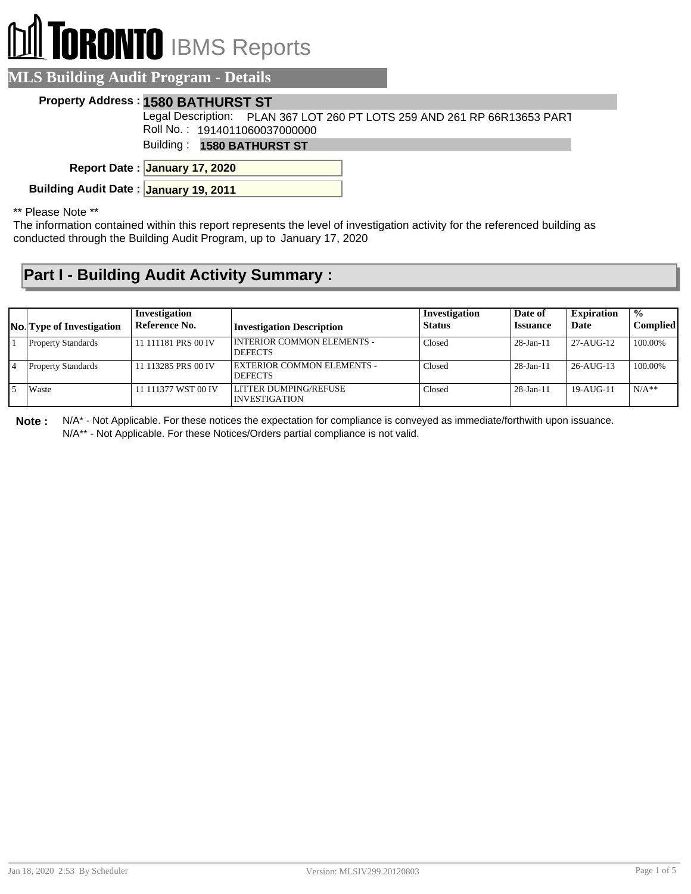# TORONTO IBMS Reports

## MLS Building Audit Program - Details

**Property Address :** **1580 BATHURST ST**

Legal Description: PLAN 367 LOT 260 PT LOTS 259 AND 261 RP 66R13653 PART

Roll No. : 1914011060037000000

Building : **1580 BATHURST ST**

**Report Date :** **January 17, 2020**

**Building Audit Date :** **January 19, 2011**

** Please Note **

The information contained within this report represents the level of investigation activity for the referenced building as conducted through the Building Audit Program, up to January 17, 2020

## Part I - Building Audit Activity Summary :

| No. | Type of Investigation | Investigation Reference No. | Investigation Description | Investigation Status | Date of Issuance | Expiration Date | % Complied |
|---|---|---|---|---|---|---|---|
| 1 | Property Standards | 11 111181 PRS 00 IV | INTERIOR COMMON ELEMENTS - DEFECTS | Closed | 28-Jan-11 | 27-AUG-12 | 100.00% |
| 4 | Property Standards | 11 113285 PRS 00 IV | EXTERIOR COMMON ELEMENTS - DEFECTS | Closed | 28-Jan-11 | 26-AUG-13 | 100.00% |
| 5 | Waste | 11 111377 WST 00 IV | LITTER DUMPING/REFUSE INVESTIGATION | Closed | 28-Jan-11 | 19-AUG-11 | N/A** |

**Note :** N/A* - Not Applicable. For these notices the expectation for compliance is conveyed as immediate/forthwith upon issuance.
N/A** - Not Applicable. For these Notices/Orders partial compliance is not valid.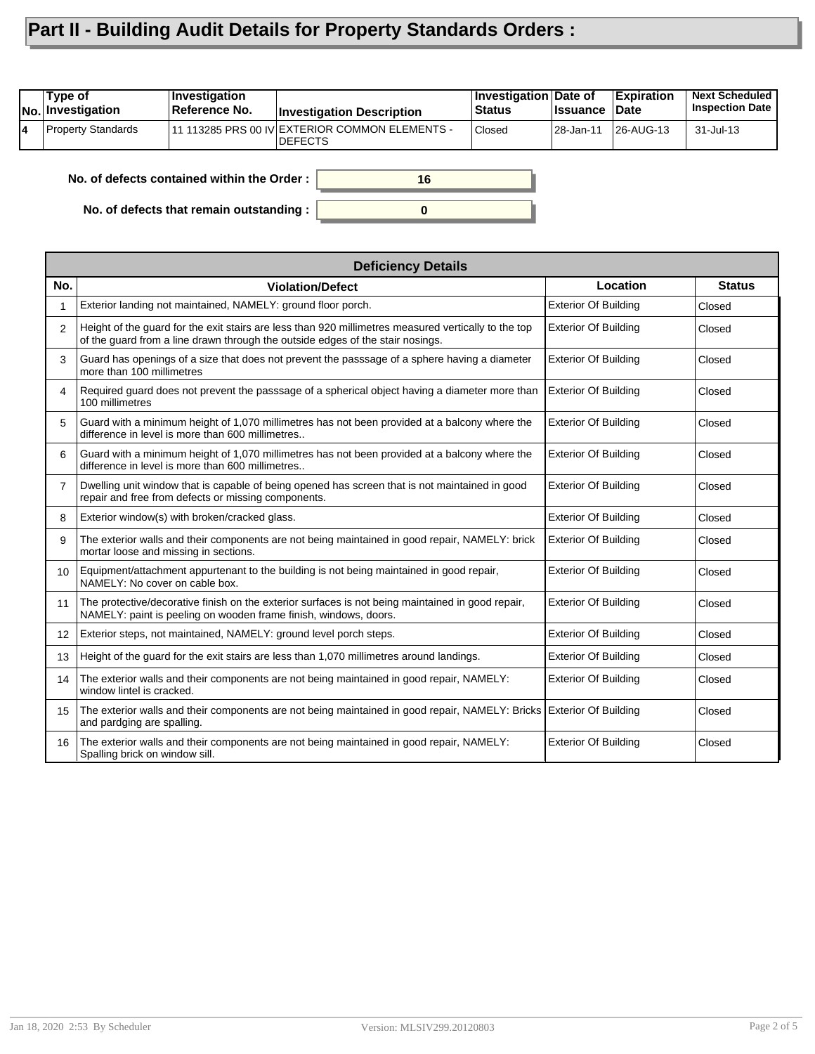# Part II - Building Audit Details for Property Standards Orders :

| No. | Type of Investigation | Investigation Reference No. | Investigation Description | Investigation Status | Date of Issuance | Expiration Date | Next Scheduled Inspection Date |
|---|---|---|---|---|---|---|---|
| 4 | Property Standards | 11 113285 PRS 00 IV | EXTERIOR COMMON ELEMENTS - DEFECTS | Closed | 28-Jan-11 | 26-AUG-13 | 31-Jul-13 |

**No. of defects contained within the Order :** 16

**No. of defects that remain outstanding :** 0

| Deficiency Details | | | |
|---|---|---|---|
| **No.** | **Violation/Defect** | **Location** | **Status** |
| 1 | Exterior landing not maintained, NAMELY: ground floor porch. | Exterior Of Building | Closed |
| 2 | Height of the guard for the exit stairs are less than 920 millimetres measured vertically to the top of the guard from a line drawn through the outside edges of the stair nosings. | Exterior Of Building | Closed |
| 3 | Guard has openings of a size that does not prevent the passsage of a sphere having a diameter more than 100 millimetres | Exterior Of Building | Closed |
| 4 | Required guard does not prevent the passsage of a spherical object having a diameter more than 100 millimetres | Exterior Of Building | Closed |
| 5 | Guard with a minimum height of 1,070 millimetres has not been provided at a balcony where the difference in level is more than 600 millimetres.. | Exterior Of Building | Closed |
| 6 | Guard with a minimum height of 1,070 millimetres has not been provided at a balcony where the difference in level is more than 600 millimetres.. | Exterior Of Building | Closed |
| 7 | Dwelling unit window that is capable of being opened has screen that is not maintained in good repair and free from defects or missing components. | Exterior Of Building | Closed |
| 8 | Exterior window(s) with broken/cracked glass. | Exterior Of Building | Closed |
| 9 | The exterior walls and their components are not being maintained in good repair, NAMELY: brick mortar loose and missing in sections. | Exterior Of Building | Closed |
| 10 | Equipment/attachment appurtenant to the building is not being maintained in good repair, NAMELY: No cover on cable box. | Exterior Of Building | Closed |
| 11 | The protective/decorative finish on the exterior surfaces is not being maintained in good repair, NAMELY: paint is peeling on wooden frame finish, windows, doors. | Exterior Of Building | Closed |
| 12 | Exterior steps, not maintained, NAMELY: ground level porch steps. | Exterior Of Building | Closed |
| 13 | Height of the guard for the exit stairs are less than 1,070 millimetres around landings. | Exterior Of Building | Closed |
| 14 | The exterior walls and their components are not being maintained in good repair, NAMELY: window lintel is cracked. | Exterior Of Building | Closed |
| 15 | The exterior walls and their components are not being maintained in good repair, NAMELY: Bricks and pardging are spalling. | Exterior Of Building | Closed |
| 16 | The exterior walls and their components are not being maintained in good repair, NAMELY: Spalling brick on window sill. | Exterior Of Building | Closed |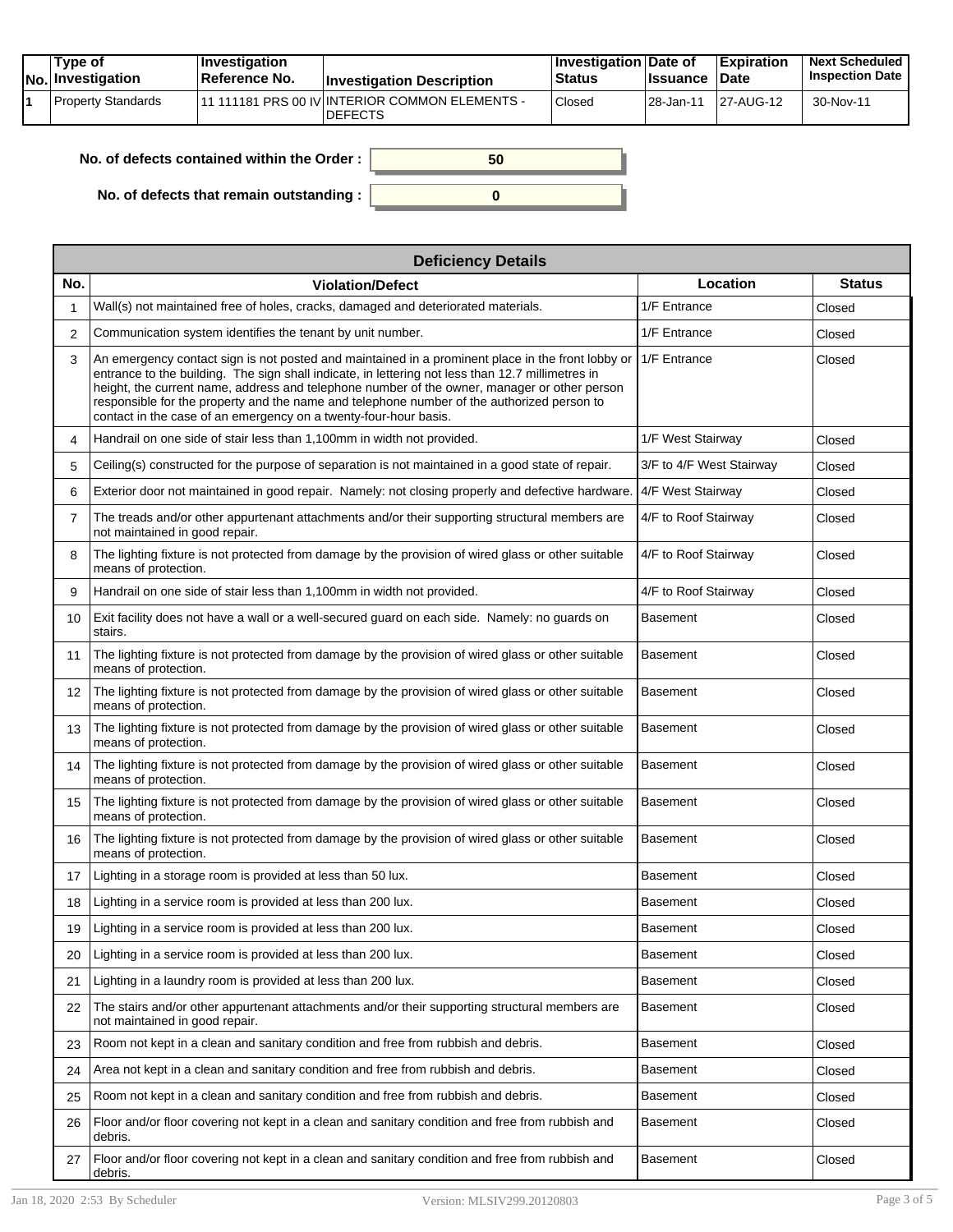| No. | Type of Investigation | Investigation Reference No. | Investigation Description | Investigation Status | Date of Issuance | Expiration Date | Next Scheduled Inspection Date |
|---|---|---|---|---|---|---|---|
| 1 | Property Standards | 11 111181 PRS 00 IV | INTERIOR COMMON ELEMENTS - DEFECTS | Closed | 28-Jan-11 | 27-AUG-12 | 30-Nov-11 |

**No. of defects contained within the Order :** 50

**No. of defects that remain outstanding :** 0

| Deficiency Details | | | |
|---|---|---|---|
| **No.** | **Violation/Defect** | **Location** | **Status** |
| 1 | Wall(s) not maintained free of holes, cracks, damaged and deteriorated materials. | 1/F Entrance | Closed |
| 2 | Communication system identifies the tenant by unit number. | 1/F Entrance | Closed |
| 3 | An emergency contact sign is not posted and maintained in a prominent place in the front lobby or entrance to the building. The sign shall indicate, in lettering not less than 12.7 millimetres in height, the current name, address and telephone number of the owner, manager or other person responsible for the property and the name and telephone number of the authorized person to contact in the case of an emergency on a twenty-four-hour basis. | 1/F Entrance | Closed |
| 4 | Handrail on one side of stair less than 1,100mm in width not provided. | 1/F West Stairway | Closed |
| 5 | Ceiling(s) constructed for the purpose of separation is not maintained in a good state of repair. | 3/F to 4/F West Stairway | Closed |
| 6 | Exterior door not maintained in good repair. Namely: not closing properly and defective hardware. | 4/F West Stairway | Closed |
| 7 | The treads and/or other appurtenant attachments and/or their supporting structural members are not maintained in good repair. | 4/F to Roof Stairway | Closed |
| 8 | The lighting fixture is not protected from damage by the provision of wired glass or other suitable means of protection. | 4/F to Roof Stairway | Closed |
| 9 | Handrail on one side of stair less than 1,100mm in width not provided. | 4/F to Roof Stairway | Closed |
| 10 | Exit facility does not have a wall or a well-secured guard on each side. Namely: no guards on stairs. | Basement | Closed |
| 11 | The lighting fixture is not protected from damage by the provision of wired glass or other suitable means of protection. | Basement | Closed |
| 12 | The lighting fixture is not protected from damage by the provision of wired glass or other suitable means of protection. | Basement | Closed |
| 13 | The lighting fixture is not protected from damage by the provision of wired glass or other suitable means of protection. | Basement | Closed |
| 14 | The lighting fixture is not protected from damage by the provision of wired glass or other suitable means of protection. | Basement | Closed |
| 15 | The lighting fixture is not protected from damage by the provision of wired glass or other suitable means of protection. | Basement | Closed |
| 16 | The lighting fixture is not protected from damage by the provision of wired glass or other suitable means of protection. | Basement | Closed |
| 17 | Lighting in a storage room is provided at less than 50 lux. | Basement | Closed |
| 18 | Lighting in a service room is provided at less than 200 lux. | Basement | Closed |
| 19 | Lighting in a service room is provided at less than 200 lux. | Basement | Closed |
| 20 | Lighting in a service room is provided at less than 200 lux. | Basement | Closed |
| 21 | Lighting in a laundry room is provided at less than 200 lux. | Basement | Closed |
| 22 | The stairs and/or other appurtenant attachments and/or their supporting structural members are not maintained in good repair. | Basement | Closed |
| 23 | Room not kept in a clean and sanitary condition and free from rubbish and debris. | Basement | Closed |
| 24 | Area not kept in a clean and sanitary condition and free from rubbish and debris. | Basement | Closed |
| 25 | Room not kept in a clean and sanitary condition and free from rubbish and debris. | Basement | Closed |
| 26 | Floor and/or floor covering not kept in a clean and sanitary condition and free from rubbish and debris. | Basement | Closed |
| 27 | Floor and/or floor covering not kept in a clean and sanitary condition and free from rubbish and debris. | Basement | Closed |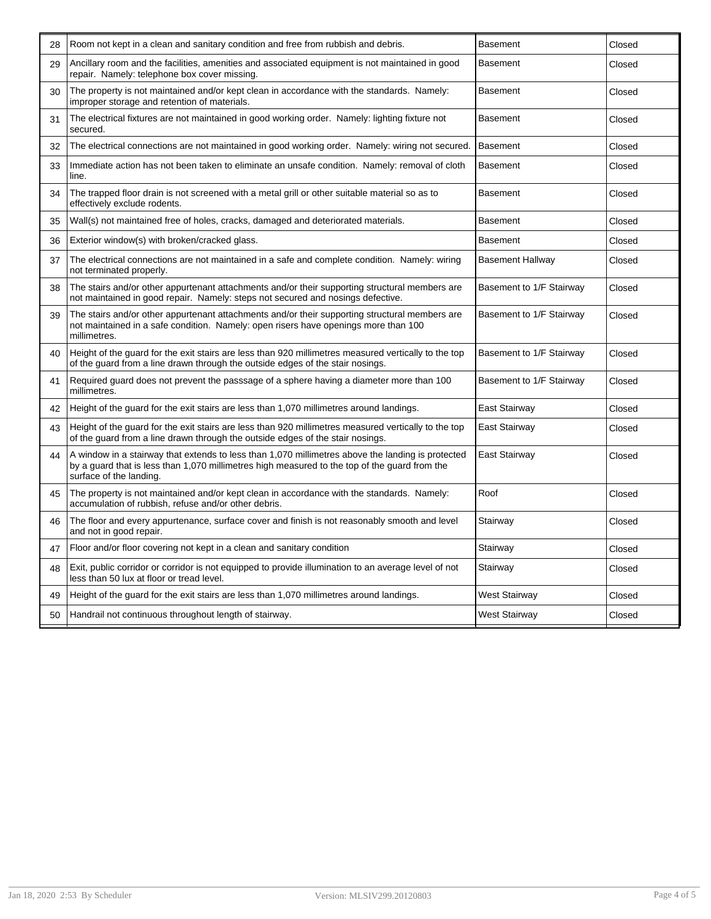| 28 | Room not kept in a clean and sanitary condition and free from rubbish and debris. | Basement | Closed |
|---|---|---|---|
| 29 | Ancillary room and the facilities, amenities and associated equipment is not maintained in good repair.  Namely: telephone box cover missing. | Basement | Closed |
| 30 | The property is not maintained and/or kept clean in accordance with the standards.  Namely: improper storage and retention of materials. | Basement | Closed |
| 31 | The electrical fixtures are not maintained in good working order.  Namely: lighting fixture not secured. | Basement | Closed |
| 32 | The electrical connections are not maintained in good working order.  Namely: wiring not secured. | Basement | Closed |
| 33 | Immediate action has not been taken to eliminate an unsafe condition.  Namely: removal of cloth line. | Basement | Closed |
| 34 | The trapped floor drain is not screened with a metal grill or other suitable material so as to effectively exclude rodents. | Basement | Closed |
| 35 | Wall(s) not maintained free of holes, cracks, damaged and deteriorated materials. | Basement | Closed |
| 36 | Exterior window(s) with broken/cracked glass. | Basement | Closed |
| 37 | The electrical connections are not maintained in a safe and complete condition.  Namely: wiring not terminated properly. | Basement Hallway | Closed |
| 38 | The stairs and/or other appurtenant attachments and/or their supporting structural members are not maintained in good repair.  Namely: steps not secured and nosings defective. | Basement to 1/F Stairway | Closed |
| 39 | The stairs and/or other appurtenant attachments and/or their supporting structural members are not maintained in a safe condition.  Namely: open risers have openings more than 100 millimetres. | Basement to 1/F Stairway | Closed |
| 40 | Height of the guard for the exit stairs are less than 920 millimetres measured vertically to the top of the guard from a line drawn through the outside edges of the stair nosings. | Basement to 1/F Stairway | Closed |
| 41 | Required guard does not prevent the passsage of a sphere having a diameter more than 100 millimetres. | Basement to 1/F Stairway | Closed |
| 42 | Height of the guard for the exit stairs are less than 1,070 millimetres around landings. | East Stairway | Closed |
| 43 | Height of the guard for the exit stairs are less than 920 millimetres measured vertically to the top of the guard from a line drawn through the outside edges of the stair nosings. | East Stairway | Closed |
| 44 | A window in a stairway that extends to less than 1,070 millimetres above the landing is protected by a guard that is less than 1,070 millimetres high measured to the top of the guard from the surface of the landing. | East Stairway | Closed |
| 45 | The property is not maintained and/or kept clean in accordance with the standards.  Namely: accumulation of rubbish, refuse and/or other debris. | Roof | Closed |
| 46 | The floor and every appurtenance, surface cover and finish is not reasonably smooth and level and not in good repair. | Stairway | Closed |
| 47 | Floor and/or floor covering not kept in a clean and sanitary condition | Stairway | Closed |
| 48 | Exit, public corridor or corridor is not equipped to provide illumination to an average level of not less than 50 lux at floor or tread level. | Stairway | Closed |
| 49 | Height of the guard for the exit stairs are less than 1,070 millimetres around landings. | West Stairway | Closed |
| 50 | Handrail not continuous throughout length of stairway. | West Stairway | Closed |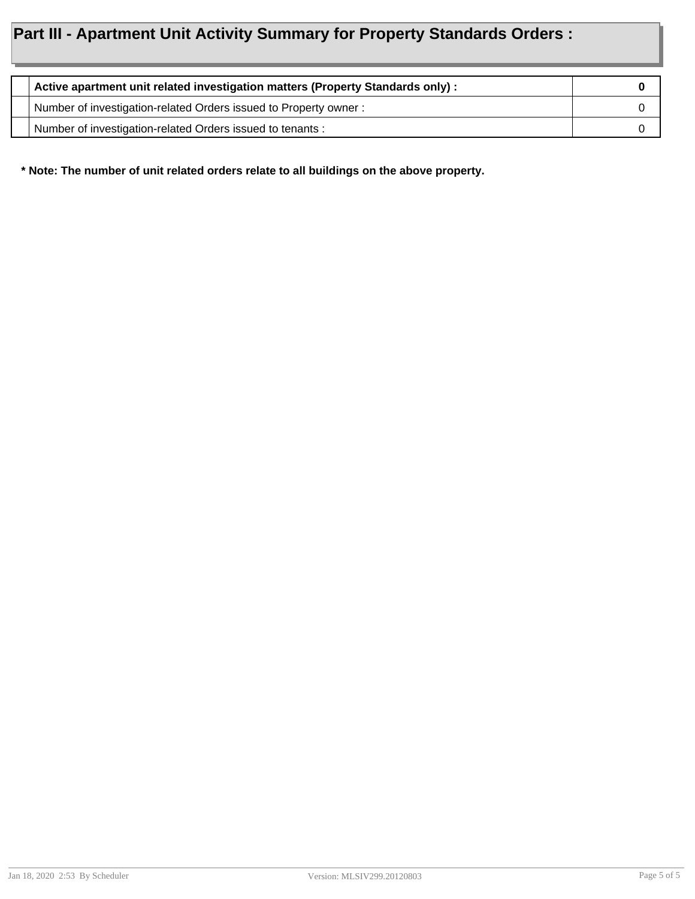## Part III - Apartment Unit Activity Summary for Property Standards Orders :

| | | |
|---|---|---|
| | **Active apartment unit related investigation matters (Property Standards only) :** | **0** |
| | Number of investigation-related Orders issued to Property owner : | 0 |
| | Number of investigation-related Orders issued to tenants : | 0 |

**\* Note: The number of unit related orders relate to all buildings on the above property.**

Jan 18, 2020 2:53 By Scheduler Version: MLSIV299.20120803